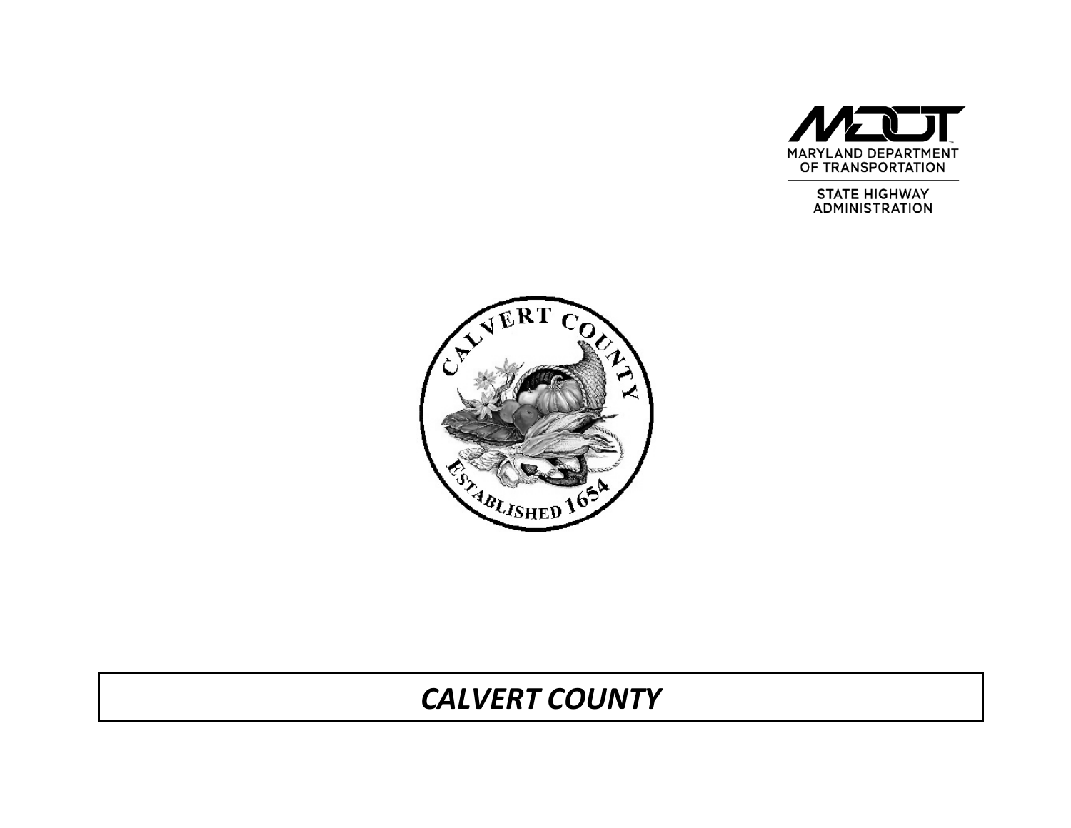MARYLAND DEPARTMENT OF TRANSPORTATION

STATE HIGHWAY ADMINISTRATION

CALVERT COUNTY

ESTABLISHED 1654

# *CALVERT COUNTY*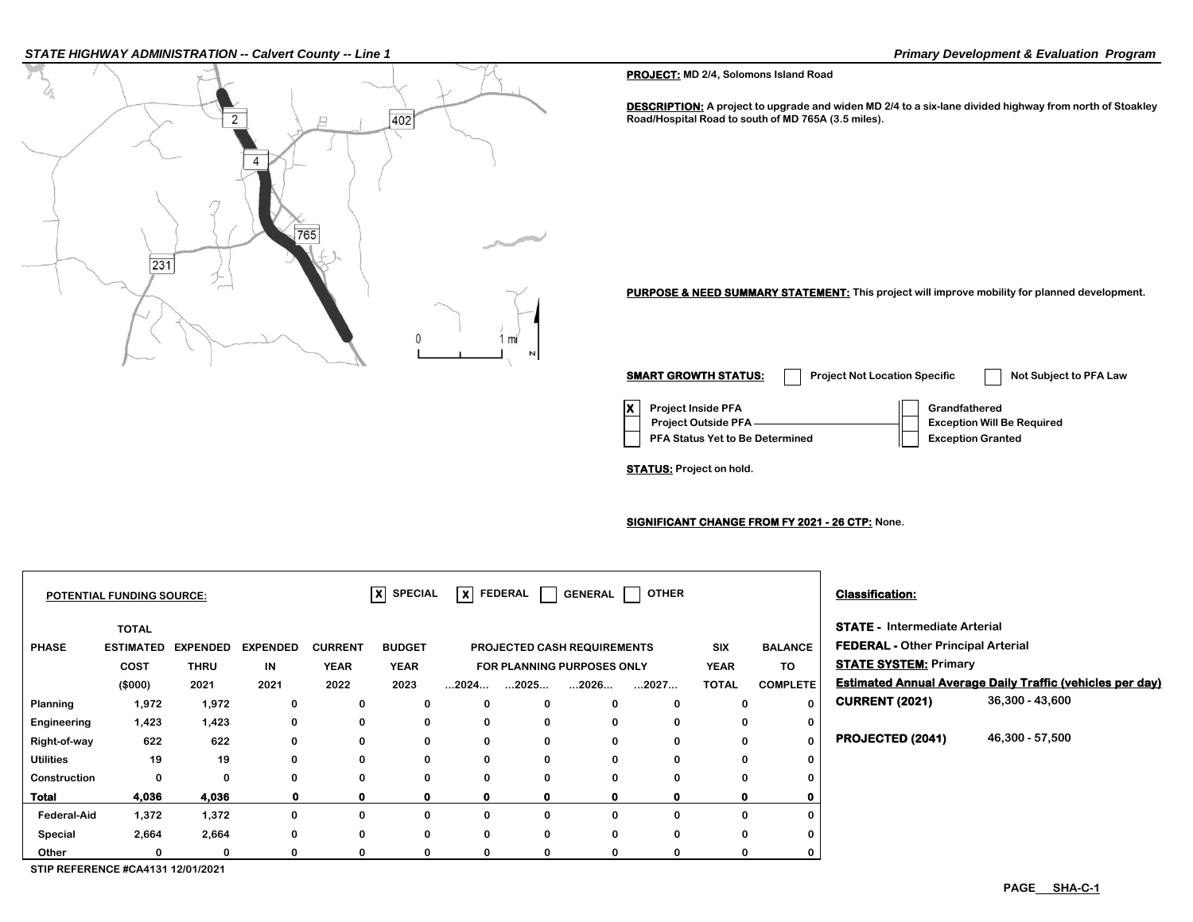**PROJECT:** MD 2/4, Solomons Island Road

**DESCRIPTION:** A project to upgrade and widen MD 2/4 to a six-lane divided highway from north of Stoakley Road/Hospital Road to south of MD 765A (3.5 miles).

**PURPOSE & NEED SUMMARY STATEMENT:** This project will improve mobility for planned development.

**SMART GROWTH STATUS:** [ ] Project Not Location Specific [ ] Not Subject to PFA Law

- [X] Project Inside PFA
- [ ] Project Outside PFA
- [ ] PFA Status Yet to Be Determined
- [ ] Grandfathered
- [ ] Exception Will Be Required
- [ ] Exception Granted

**STATUS:** Project on hold.

**SIGNIFICANT CHANGE FROM FY 2021 - 26 CTP:** None.

**POTENTIAL FUNDING SOURCE:** [X] SPECIAL [X] FEDERAL [ ] GENERAL [ ] OTHER

| PHASE | TOTAL ESTIMATED COST ($000) | EXPENDED THRU 2021 | EXPENDED IN 2021 | CURRENT YEAR 2022 | BUDGET YEAR 2023 | PROJECTED CASH REQUIREMENTS FOR PLANNING PURPOSES ONLY ...2024... | ...2025... | ...2026... | ...2027... | SIX YEAR TOTAL | BALANCE TO COMPLETE |
|---|---|---|---|---|---|---|---|---|---|---|---|
| Planning | 1,972 | 1,972 | 0 | 0 | 0 | 0 | 0 | 0 | 0 | 0 | 0 |
| Engineering | 1,423 | 1,423 | 0 | 0 | 0 | 0 | 0 | 0 | 0 | 0 | 0 |
| Right-of-way | 622 | 622 | 0 | 0 | 0 | 0 | 0 | 0 | 0 | 0 | 0 |
| Utilities | 19 | 19 | 0 | 0 | 0 | 0 | 0 | 0 | 0 | 0 | 0 |
| Construction | 0 | 0 | 0 | 0 | 0 | 0 | 0 | 0 | 0 | 0 | 0 |
| **Total** | **4,036** | **4,036** | **0** | **0** | **0** | **0** | **0** | **0** | **0** | **0** | **0** |
| Federal-Aid | 1,372 | 1,372 | 0 | 0 | 0 | 0 | 0 | 0 | 0 | 0 | 0 |
| Special | 2,664 | 2,664 | 0 | 0 | 0 | 0 | 0 | 0 | 0 | 0 | 0 |
| Other | 0 | 0 | 0 | 0 | 0 | 0 | 0 | 0 | 0 | 0 | 0 |

STIP REFERENCE #CA4131 12/01/2021

**Classification:**

**STATE -** Intermediate Arterial

**FEDERAL -** Other Principal Arterial

**STATE SYSTEM:** Primary

**Estimated Annual Average Daily Traffic (vehicles per day)**

**CURRENT (2021)** 36,300 - 43,600

**PROJECTED (2041)** 46,300 - 57,500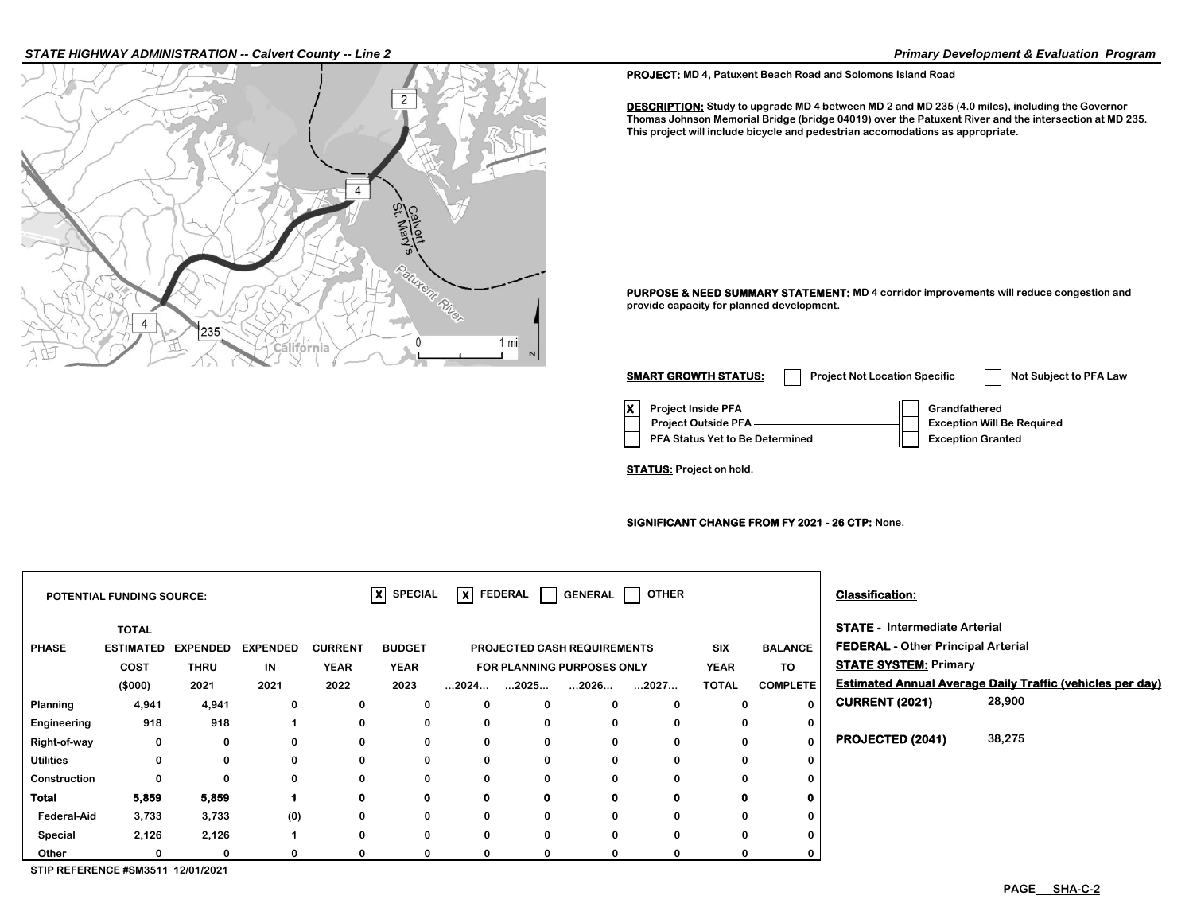**PROJECT:** MD 4, Patuxent Beach Road and Solomons Island Road

**DESCRIPTION:** Study to upgrade MD 4 between MD 2 and MD 235 (4.0 miles), including the Governor Thomas Johnson Memorial Bridge (bridge 04019) over the Patuxent River and the intersection at MD 235. This project will include bicycle and pedestrian accomodations as appropriate.

**PURPOSE & NEED SUMMARY STATEMENT:** MD 4 corridor improvements will reduce congestion and provide capacity for planned development.

**SMART GROWTH STATUS:** ☐ Project Not Location Specific ☐ Not Subject to PFA Law

- ☒ Project Inside PFA
- ☐ Project Outside PFA
- ☐ PFA Status Yet to Be Determined
- ☐ Grandfathered
- ☐ Exception Will Be Required
- ☐ Exception Granted

**STATUS:** Project on hold.

**SIGNIFICANT CHANGE FROM FY 2021 - 26 CTP:** None.

**POTENTIAL FUNDING SOURCE:** ☒ SPECIAL ☒ FEDERAL ☐ GENERAL ☐ OTHER

| PHASE | TOTAL ESTIMATED COST ($000) | EXPENDED THRU 2021 | EXPENDED IN 2021 | CURRENT YEAR 2022 | BUDGET YEAR 2023 | PROJECTED CASH REQUIREMENTS FOR PLANNING PURPOSES ONLY ...2024... | ...2025... | ...2026... | ...2027... | SIX YEAR TOTAL | BALANCE TO COMPLETE |
|---|---|---|---|---|---|---|---|---|---|---|---|
| Planning | 4,941 | 4,941 | 0 | 0 | 0 | 0 | 0 | 0 | 0 | 0 | 0 |
| Engineering | 918 | 918 | 1 | 0 | 0 | 0 | 0 | 0 | 0 | 0 | 0 |
| Right-of-way | 0 | 0 | 0 | 0 | 0 | 0 | 0 | 0 | 0 | 0 | 0 |
| Utilities | 0 | 0 | 0 | 0 | 0 | 0 | 0 | 0 | 0 | 0 | 0 |
| Construction | 0 | 0 | 0 | 0 | 0 | 0 | 0 | 0 | 0 | 0 | 0 |
| **Total** | **5,859** | **5,859** | **1** | **0** | **0** | **0** | **0** | **0** | **0** | **0** | **0** |
| Federal-Aid | 3,733 | 3,733 | (0) | 0 | 0 | 0 | 0 | 0 | 0 | 0 | 0 |
| Special | 2,126 | 2,126 | 1 | 0 | 0 | 0 | 0 | 0 | 0 | 0 | 0 |
| Other | 0 | 0 | 0 | 0 | 0 | 0 | 0 | 0 | 0 | 0 | 0 |

STIP REFERENCE #SM3511 12/01/2021

**Classification:**

**STATE -** Intermediate Arterial

**FEDERAL -** Other Principal Arterial

**STATE SYSTEM:** Primary

**Estimated Annual Average Daily Traffic (vehicles per day)**

**CURRENT (2021)** 28,900

**PROJECTED (2041)** 38,275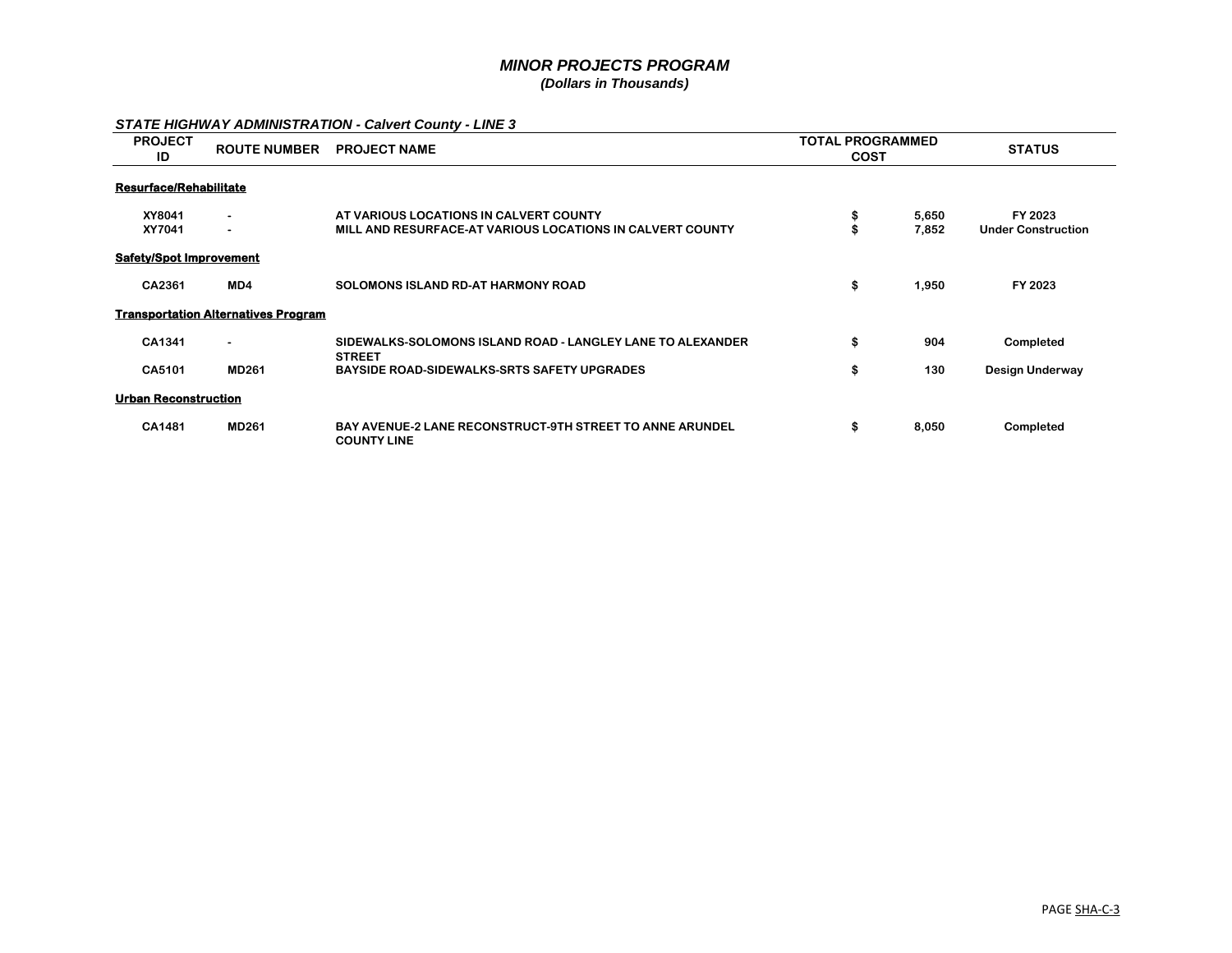# MINOR PROJECTS PROGRAM

***(Dollars in Thousands)***

***STATE HIGHWAY ADMINISTRATION - Calvert County - LINE 3***

| PROJECT ID | ROUTE NUMBER | PROJECT NAME | TOTAL PROGRAMMED COST | STATUS |
|---|---|---|---|---|
| **Resurface/Rehabilitate** | | | | |
| XY8041 | - | AT VARIOUS LOCATIONS IN CALVERT COUNTY | $ 5,650 | FY 2023 |
| XY7041 | - | MILL AND RESURFACE-AT VARIOUS LOCATIONS IN CALVERT COUNTY | $ 7,852 | Under Construction |
| **Safety/Spot Improvement** | | | | |
| CA2361 | MD4 | SOLOMONS ISLAND RD-AT HARMONY ROAD | $ 1,950 | FY 2023 |
| **Transportation Alternatives Program** | | | | |
| CA1341 | - | SIDEWALKS-SOLOMONS ISLAND ROAD - LANGLEY LANE TO ALEXANDER STREET | $ 904 | Completed |
| CA5101 | MD261 | BAYSIDE ROAD-SIDEWALKS-SRTS SAFETY UPGRADES | $ 130 | Design Underway |
| **Urban Reconstruction** | | | | |
| CA1481 | MD261 | BAY AVENUE-2 LANE RECONSTRUCT-9TH STREET TO ANNE ARUNDEL COUNTY LINE | $ 8,050 | Completed |